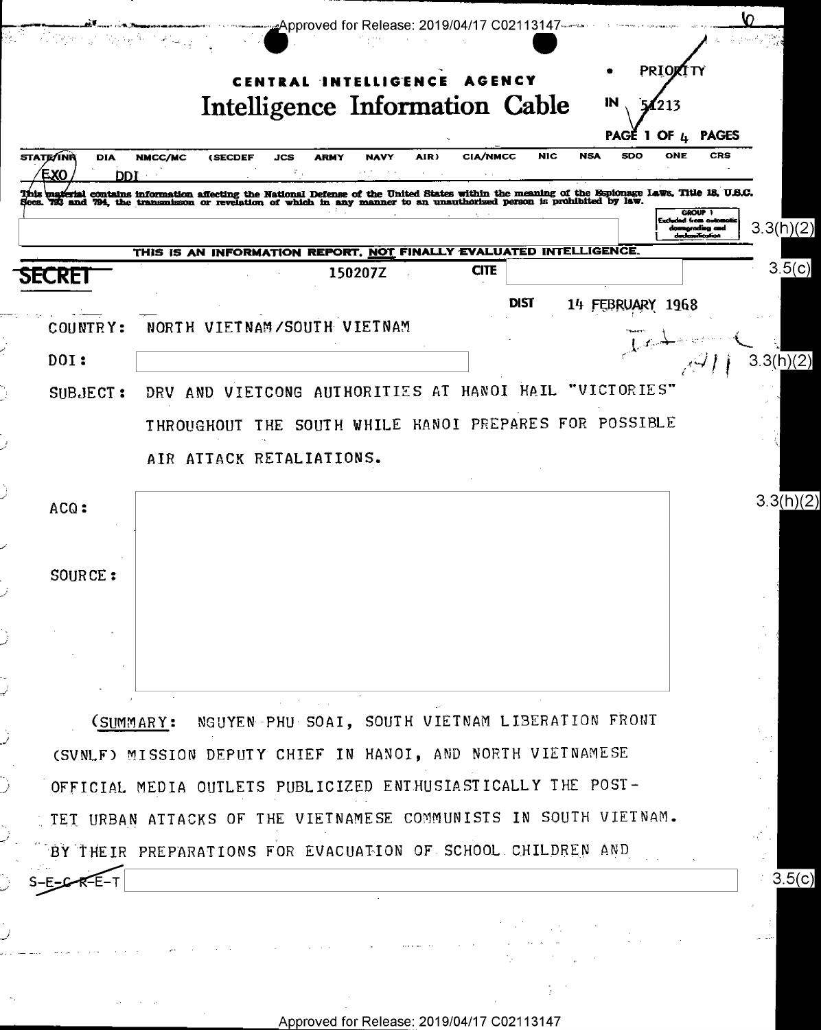CENTRAL INTELLIGENCE AGENCY

# Intelligence Information Cable

PRIORITY

IN 51213

| STATE/INR | DIA | NMCC/MC | (SECDEF | JCS | ARMY | NAVY | AIR) | CIA/NMCC | NIC | NSA | SDO | ONE | CRS |
|---|---|---|---|---|---|---|---|---|---|---|---|---|---|
| EXO | DDI | | | | | | | | | | | | |

This material contains information affecting the National Defense of the United States within the meaning of the Espionage Laws, Title 18, U.S.C. Secs. 793 and 794, the transmisson or revelation of which in any manner to an unauthorized person is prohibited by law.

GROUP 1 Excluded from automatic downgrading and declassification

3.3(h)(2)

THIS IS AN INFORMATION REPORT, NOT FINALLY EVALUATED INTELLIGENCE.

**SECRET** 150207Z CITE

3.5(c)

DIST 14 FEBRUARY 1968

COUNTRY: NORTH VIETNAM/SOUTH VIETNAM

DOI:

3.3(h)(2)

SUBJECT: DRV AND VIETCONG AUTHORITIES AT HANOI HAIL "VICTORIES" THROUGHOUT THE SOUTH WHILE HANOI PREPARES FOR POSSIBLE AIR ATTACK RETALIATIONS.

ACQ:

3.3(h)(2)

SOURCE:

(SUMMARY: NGUYEN PHU SOAI, SOUTH VIETNAM LIBERATION FRONT (SVNLF) MISSION DEPUTY CHIEF IN HANOI, AND NORTH VIETNAMESE OFFICIAL MEDIA OUTLETS PUBLICIZED ENTHUSIASTICALLY THE POST-TET URBAN ATTACKS OF THE VIETNAMESE COMMUNISTS IN SOUTH VIETNAM. BY THEIR PREPARATIONS FOR EVACUATION OF SCHOOL CHILDREN AND

S-E-C-R-E-T

3.5(c)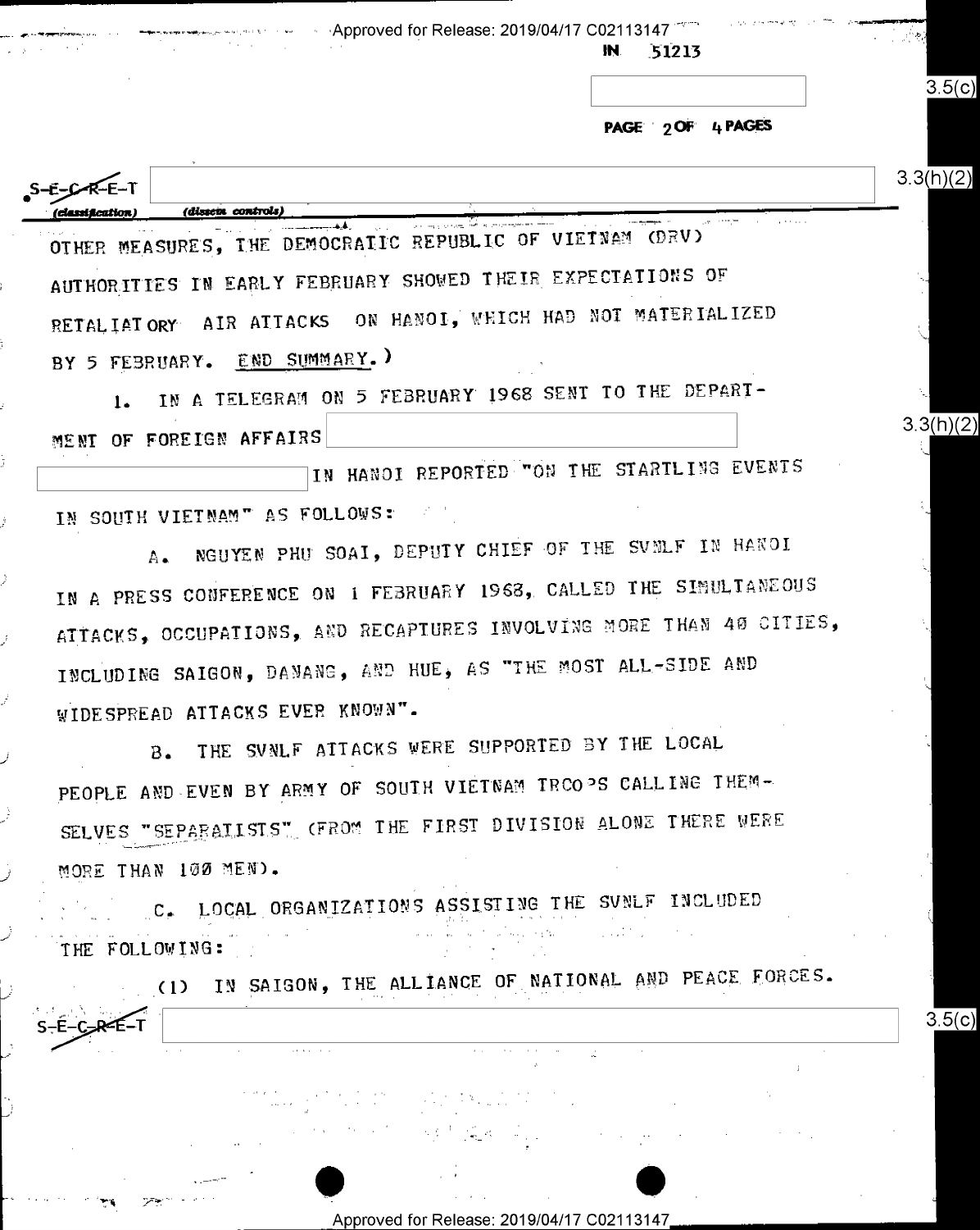IN 51213

S-E-C-R-E-T

(classification) (dissem controls)

OTHER MEASURES, THE DEMOCRATIC REPUBLIC OF VIETNAM (DRV) AUTHORITIES IN EARLY FEBRUARY SHOWED THEIR EXPECTATIONS OF RETALIATORY AIR ATTACKS ON HANOI, WHICH HAD NOT MATERIALIZED BY 5 FEBRUARY. END SUMMARY.)

1. IN A TELEGRAM ON 5 FEBRUARY 1968 SENT TO THE DEPARTMENT OF FOREIGN AFFAIRS [redacted] [redacted] IN HANOI REPORTED "ON THE STARTLING EVENTS IN SOUTH VIETNAM" AS FOLLOWS:

A. NGUYEN PHU SOAI, DEPUTY CHIEF OF THE SVNLF IN HANOI IN A PRESS CONFERENCE ON 1 FEBRUARY 1968, CALLED THE SIMULTANEOUS ATTACKS, OCCUPATIONS, AND RECAPTURES INVOLVING MORE THAN 40 CITIES, INCLUDING SAIGON, DANANG, AND HUE, AS "THE MOST ALL-SIDE AND WIDESPREAD ATTACKS EVER KNOWN".

B. THE SVNLF ATTACKS WERE SUPPORTED BY THE LOCAL PEOPLE AND EVEN BY ARMY OF SOUTH VIETNAM TROOPS CALLING THEMSELVES "SEPARATISTS" (FROM THE FIRST DIVISION ALONE THERE WERE MORE THAN 100 MEN).

C. LOCAL ORGANIZATIONS ASSISTING THE SVNLF INCLUDED THE FOLLOWING:

(1) IN SAIGON, THE ALLIANCE OF NATIONAL AND PEACE FORCES.

S-E-C-R-E-T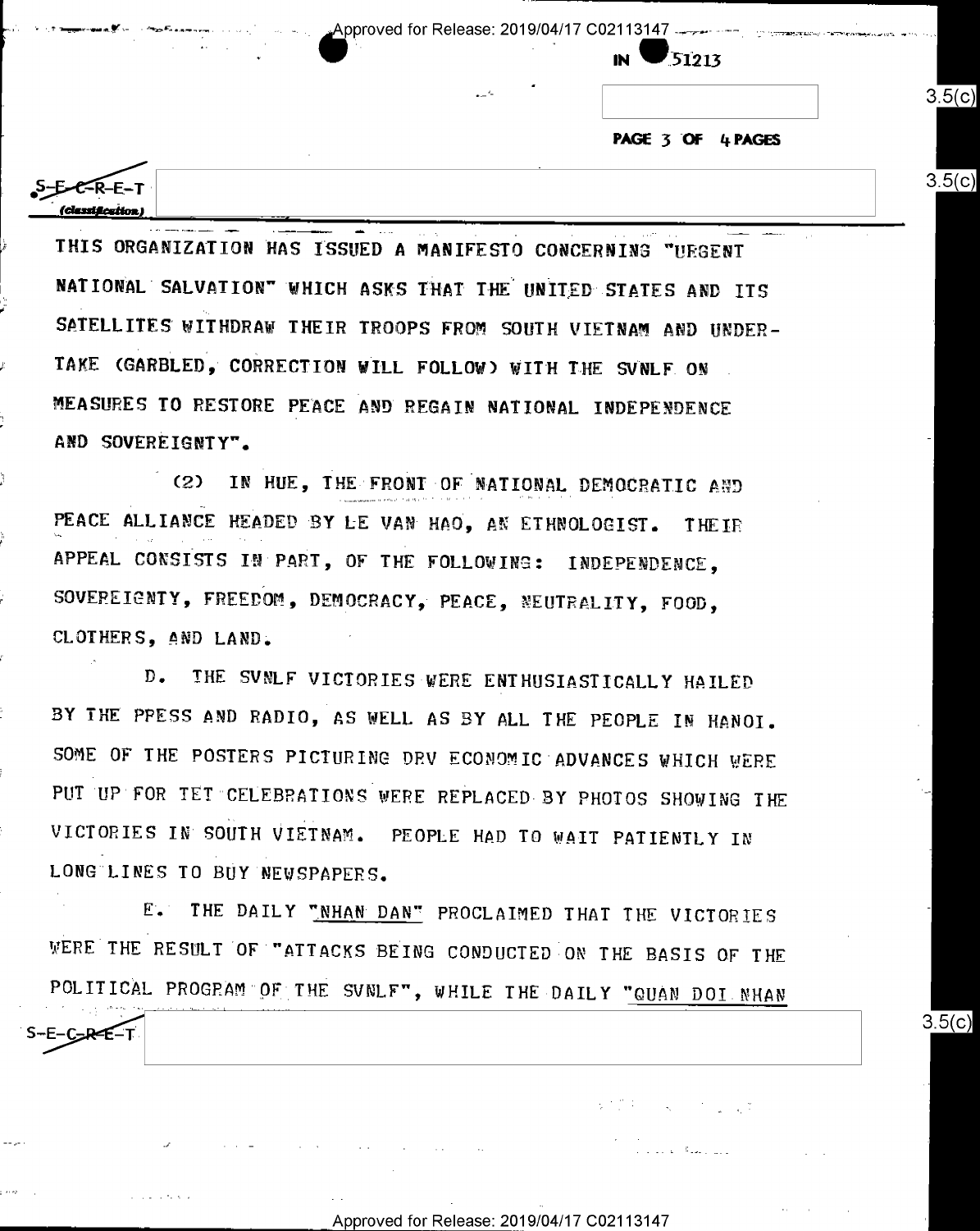THIS ORGANIZATION HAS ISSUED A MANIFESTO CONCERNING "URGENT NATIONAL SALVATION" WHICH ASKS THAT THE UNITED STATES AND ITS SATELLITES WITHDRAW THEIR TROOPS FROM SOUTH VIETNAM AND UNDERTAKE (GARBLED, CORRECTION WILL FOLLOW) WITH THE SVNLF ON MEASURES TO RESTORE PEACE AND REGAIN NATIONAL INDEPENDENCE AND SOVEREIGNTY".

(2) IN HUE, THE FRONT OF NATIONAL DEMOCRATIC AND PEACE ALLIANCE HEADED BY LE VAN HAO, AN ETHNOLOGIST. THEIR APPEAL CONSISTS IN PART, OF THE FOLLOWING: INDEPENDENCE, SOVEREIGNTY, FREEDOM, DEMOCRACY, PEACE, NEUTRALITY, FOOD, CLOTHERS, AND LAND.

D. THE SVNLF VICTORIES WERE ENTHUSIASTICALLY HAILED BY THE PRESS AND RADIO, AS WELL AS BY ALL THE PEOPLE IN HANOI. SOME OF THE POSTERS PICTURING DRV ECONOMIC ADVANCES WHICH WERE PUT UP FOR TET CELEBRATIONS WERE REPLACED BY PHOTOS SHOWING THE VICTORIES IN SOUTH VIETNAM. PEOPLE HAD TO WAIT PATIENTLY IN LONG LINES TO BUY NEWSPAPERS.

E. THE DAILY "NHAN DAN" PROCLAIMED THAT THE VICTORIES WERE THE RESULT OF "ATTACKS BEING CONDUCTED ON THE BASIS OF THE POLITICAL PROGRAM OF THE SVNLF", WHILE THE DAILY "QUAN DOI NHAN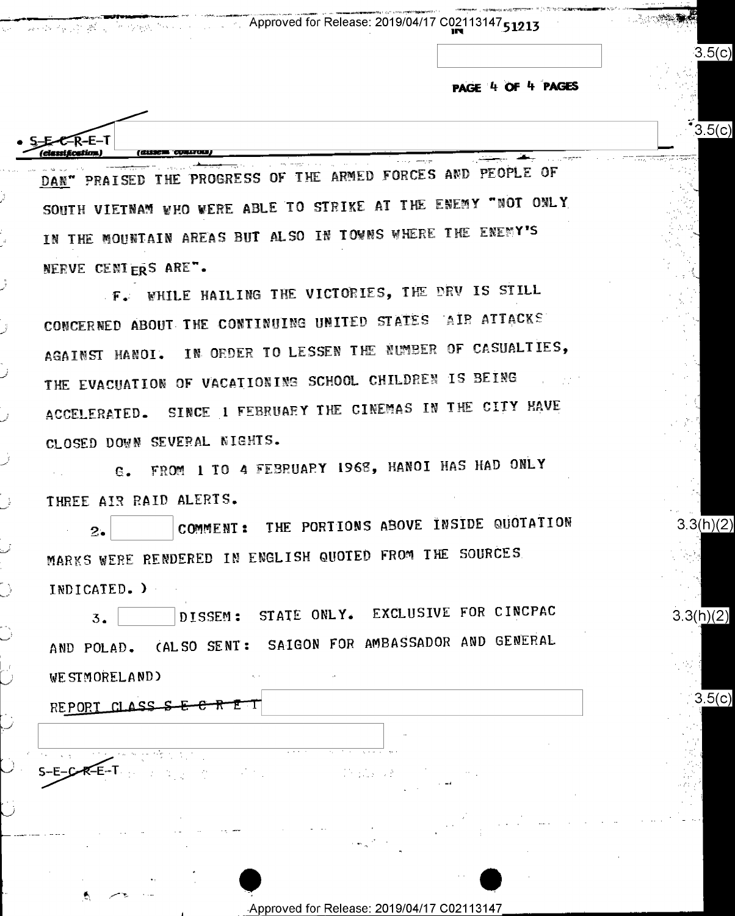S-E-C-R-E-T

DAN" PRAISED THE PROGRESS OF THE ARMED FORCES AND PEOPLE OF SOUTH VIETNAM WHO WERE ABLE TO STRIKE AT THE ENEMY "NOT ONLY IN THE MOUNTAIN AREAS BUT ALSO IN TOWNS WHERE THE ENEMY'S NERVE CENTERS ARE".

F. WHILE HAILING THE VICTORIES, THE DRV IS STILL CONCERNED ABOUT THE CONTINUING UNITED STATES AIR ATTACKS AGAINST HANOI. IN ORDER TO LESSEN THE NUMBER OF CASUALTIES, THE EVACUATION OF VACATIONING SCHOOL CHILDREN IS BEING ACCELERATED. SINCE 1 FEBRUARY THE CINEMAS IN THE CITY HAVE CLOSED DOWN SEVERAL NIGHTS.

G. FROM 1 TO 4 FEBRUARY 1968, HANOI HAS HAD ONLY THREE AIR RAID ALERTS.

2. [ ] COMMENT: THE PORTIONS ABOVE INSIDE QUOTATION MARKS WERE RENDERED IN ENGLISH QUOTED FROM THE SOURCES INDICATED.)

3. [ ] DISSEM: STATE ONLY. EXCLUSIVE FOR CINCPAC AND POLAD. (ALSO SENT: SAIGON FOR AMBASSADOR AND GENERAL WESTMORELAND)

REPORT CLASS S E C R E T [ ]

S-E-C-R-E-T